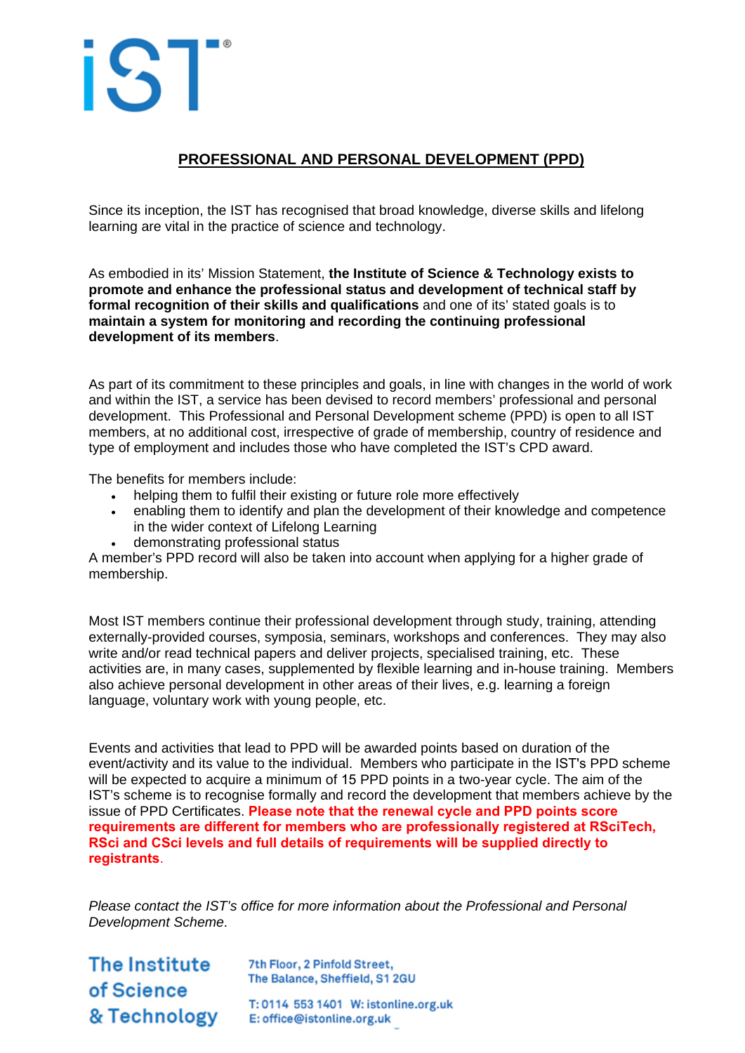iST®

## PROFESSIONAL AND PERSONAL DEVELOPMENT (PPD)

Since its inception, the IST has recognised that broad knowledge, diverse skills and lifelong learning are vital in the practice of science and technology.

As embodied in its' Mission Statement, **the Institute of Science & Technology exists to promote and enhance the professional status and development of technical staff by formal recognition of their skills and qualifications** and one of its' stated goals is to **maintain a system for monitoring and recording the continuing professional development of its members**.

As part of its commitment to these principles and goals, in line with changes in the world of work and within the IST, a service has been devised to record members' professional and personal development. This Professional and Personal Development scheme (PPD) is open to all IST members, at no additional cost, irrespective of grade of membership, country of residence and type of employment and includes those who have completed the IST's CPD award.

The benefits for members include:

- helping them to fulfil their existing or future role more effectively
- enabling them to identify and plan the development of their knowledge and competence in the wider context of Lifelong Learning
- demonstrating professional status

A member's PPD record will also be taken into account when applying for a higher grade of membership.

Most IST members continue their professional development through study, training, attending externally-provided courses, symposia, seminars, workshops and conferences. They may also write and/or read technical papers and deliver projects, specialised training, etc. These activities are, in many cases, supplemented by flexible learning and in-house training. Members also achieve personal development in other areas of their lives, e.g. learning a foreign language, voluntary work with young people, etc.

Events and activities that lead to PPD will be awarded points based on duration of the event/activity and its value to the individual. Members who participate in the IST's PPD scheme will be expected to acquire a minimum of 15 PPD points in a two-year cycle. The aim of the IST's scheme is to recognise formally and record the development that members achieve by the issue of PPD Certificates. **Please note that the renewal cycle and PPD points score requirements are different for members who are professionally registered at RSciTech, RSci and CSci levels and full details of requirements will be supplied directly to registrants**.

*Please contact the IST's office for more information about the Professional and Personal Development Scheme.*

**The Institute of Science & Technology**

7th Floor, 2 Pinfold Street,
The Balance, Sheffield, S1 2GU

T: 0114 553 1401 W: istonline.org.uk
E: office@istonline.org.uk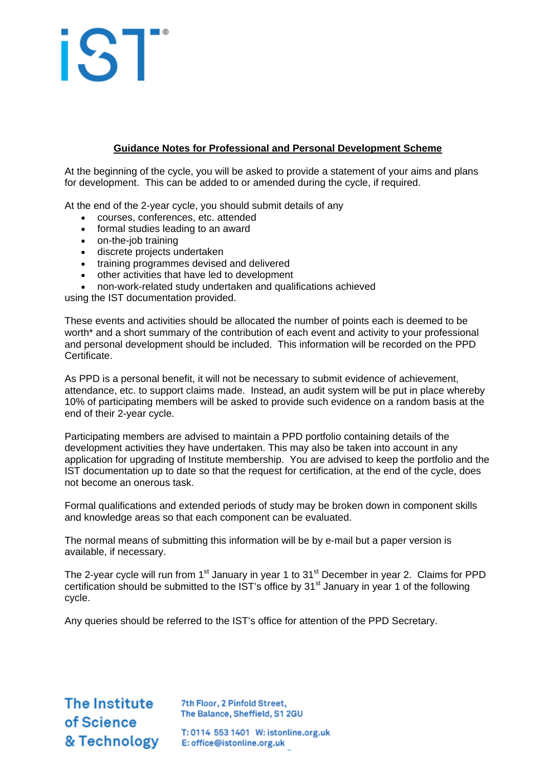## Guidance Notes for Professional and Personal Development Scheme

At the beginning of the cycle, you will be asked to provide a statement of your aims and plans for development. This can be added to or amended during the cycle, if required.

At the end of the 2-year cycle, you should submit details of any

- courses, conferences, etc. attended
- formal studies leading to an award
- on-the-job training
- discrete projects undertaken
- training programmes devised and delivered
- other activities that have led to development
- non-work-related study undertaken and qualifications achieved

using the IST documentation provided.

These events and activities should be allocated the number of points each is deemed to be worth* and a short summary of the contribution of each event and activity to your professional and personal development should be included. This information will be recorded on the PPD Certificate.

As PPD is a personal benefit, it will not be necessary to submit evidence of achievement, attendance, etc. to support claims made. Instead, an audit system will be put in place whereby 10% of participating members will be asked to provide such evidence on a random basis at the end of their 2-year cycle.

Participating members are advised to maintain a PPD portfolio containing details of the development activities they have undertaken. This may also be taken into account in any application for upgrading of Institute membership. You are advised to keep the portfolio and the IST documentation up to date so that the request for certification, at the end of the cycle, does not become an onerous task.

Formal qualifications and extended periods of study may be broken down in component skills and knowledge areas so that each component can be evaluated.

The normal means of submitting this information will be by e-mail but a paper version is available, if necessary.

The 2-year cycle will run from 1st January in year 1 to 31st December in year 2. Claims for PPD certification should be submitted to the IST's office by 31st January in year 1 of the following cycle.

Any queries should be referred to the IST's office for attention of the PPD Secretary.

The Institute of Science & Technology

7th Floor, 2 Pinfold Street, The Balance, Sheffield, S1 2GU

T: 0114 553 1401 W: istonline.org.uk
E: office@istonline.org.uk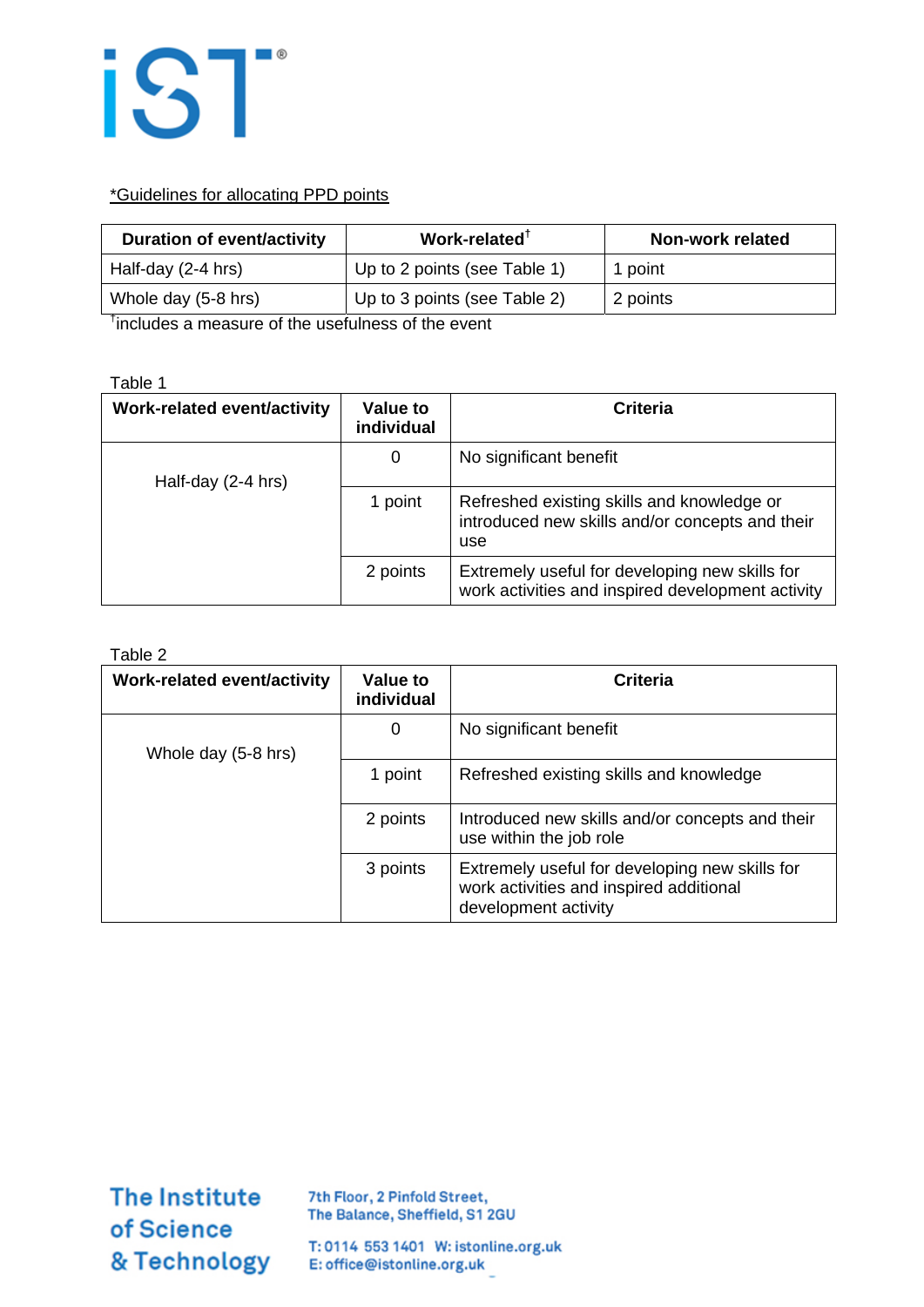*Guidelines for allocating PPD points

| Duration of event/activity | Work-related† | Non-work related |
| --- | --- | --- |
| Half-day (2-4 hrs) | Up to 2 points (see Table 1) | 1 point |
| Whole day (5-8 hrs) | Up to 3 points (see Table 2) | 2 points |

†includes a measure of the usefulness of the event

Table 1

| Work-related event/activity | Value to individual | Criteria |
| --- | --- | --- |
| Half-day (2-4 hrs) | 0 | No significant benefit |
| | 1 point | Refreshed existing skills and knowledge or introduced new skills and/or concepts and their use |
| | 2 points | Extremely useful for developing new skills for work activities and inspired development activity |

Table 2

| Work-related event/activity | Value to individual | Criteria |
| --- | --- | --- |
| Whole day (5-8 hrs) | 0 | No significant benefit |
| | 1 point | Refreshed existing skills and knowledge |
| | 2 points | Introduced new skills and/or concepts and their use within the job role |
| | 3 points | Extremely useful for developing new skills for work activities and inspired additional development activity |

The Institute of Science & Technology

7th Floor, 2 Pinfold Street, The Balance, Sheffield, S1 2GU

T: 0114 553 1401 W: istonline.org.uk
E: office@istonline.org.uk